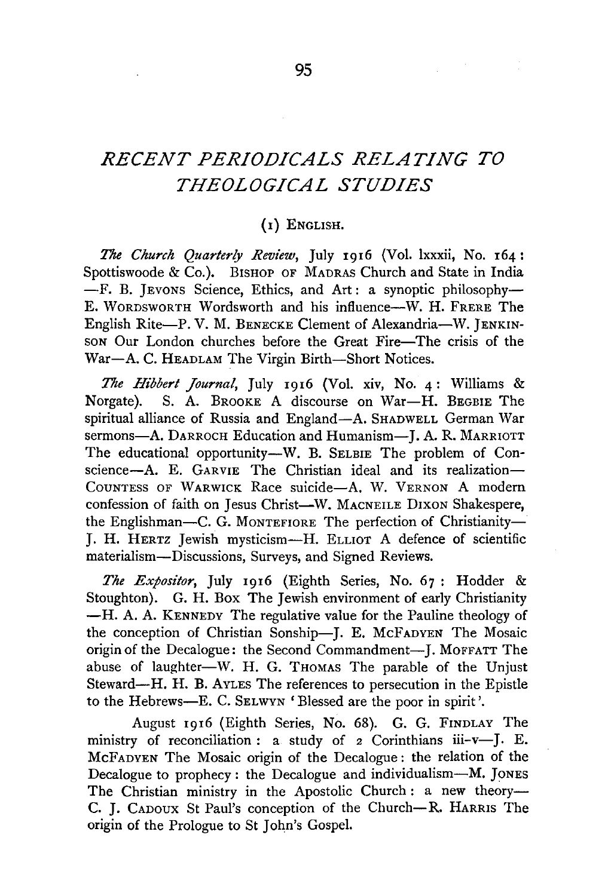# RECENT PERIODICALS RELATING TO THEOLOGICAL STUDIES

## (1) ENGLISH.

*The Church Quarterly Review*, July 1916 (Vol. lxxxii, No. 164: Spottiswoode & Co.). BISHOP OF MADRAS Church and State in India —F. B. JEVONS Science, Ethics, and Art: a synoptic philosophy— E. WORDSWORTH Wordsworth and his influence—W. H. FRERE The English Rite—P. V. M. BENECKE Clement of Alexandria—W. JENKINSON Our London churches before the Great Fire—The crisis of the War—A. C. HEADLAM The Virgin Birth—Short Notices.

*The Hibbert Journal*, July 1916 (Vol. xiv, No. 4: Williams & Norgate). S. A. BROOKE A discourse on War—H. BEGBIE The spiritual alliance of Russia and England—A. SHADWELL German War sermons—A. DARROCH Education and Humanism—J. A. R. MARRIOTT The educational opportunity—W. B. SELBIE The problem of Conscience—A. E. GARVIE The Christian ideal and its realization— COUNTESS OF WARWICK Race suicide—A. W. VERNON A modern confession of faith on Jesus Christ—W. MACNEILE DIXON Shakespere, the Englishman—C. G. MONTEFIORE The perfection of Christianity— J. H. HERTZ Jewish mysticism—H. ELLIOT A defence of scientific materialism—Discussions, Surveys, and Signed Reviews.

*The Expositor*, July 1916 (Eighth Series, No. 67: Hodder & Stoughton). G. H. BOX The Jewish environment of early Christianity —H. A. A. KENNEDY The regulative value for the Pauline theology of the conception of Christian Sonship—J. E. MCFADYEN The Mosaic origin of the Decalogue: the Second Commandment—J. MOFFATT The abuse of laughter—W. H. G. THOMAS The parable of the Unjust Steward—H. H. B. AYLES The references to persecution in the Epistle to the Hebrews—E. C. SELWYN 'Blessed are the poor in spirit'.

August 1916 (Eighth Series, No. 68). G. G. FINDLAY The ministry of reconciliation: a study of 2 Corinthians iii–v—J. E. MCFADYEN The Mosaic origin of the Decalogue: the relation of the Decalogue to prophecy: the Decalogue and individualism—M. JONES The Christian ministry in the Apostolic Church: a new theory— C. J. CADOUX St Paul's conception of the Church—R. HARRIS The origin of the Prologue to St John's Gospel.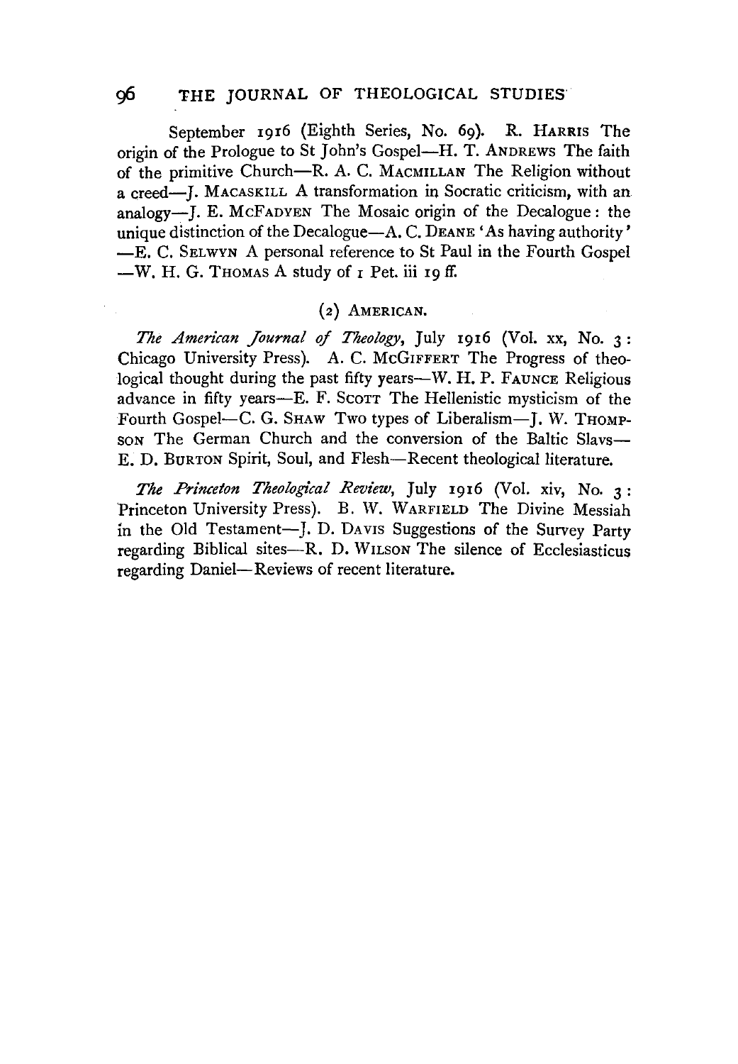September 1916 (Eighth Series, No. 69). R. HARRIS The origin of the Prologue to St John's Gospel—H. T. ANDREWS The faith of the primitive Church—R. A. C. MACMILLAN The Religion without a creed—J. MACASKILL A transformation in Socratic criticism, with an analogy—J. E. McFADYEN The Mosaic origin of the Decalogue: the unique distinction of the Decalogue—A. C. DEANE 'As having authority' —E. C. SELWYN A personal reference to St Paul in the Fourth Gospel —W. H. G. THOMAS A study of 1 Pet. iii 19 ff.

(2) AMERICAN.

*The American Journal of Theology*, July 1916 (Vol. xx, No. 3: Chicago University Press). A. C. McGIFFERT The Progress of theological thought during the past fifty years—W. H. P. FAUNCE Religious advance in fifty years—E. F. SCOTT The Hellenistic mysticism of the Fourth Gospel—C. G. SHAW Two types of Liberalism—J. W. THOMPSON The German Church and the conversion of the Baltic Slavs—E. D. BURTON Spirit, Soul, and Flesh—Recent theological literature.

*The Princeton Theological Review*, July 1916 (Vol. xiv, No. 3: Princeton University Press). B. W. WARFIELD The Divine Messiah in the Old Testament—J. D. DAVIS Suggestions of the Survey Party regarding Biblical sites—R. D. WILSON The silence of Ecclesiasticus regarding Daniel—Reviews of recent literature.